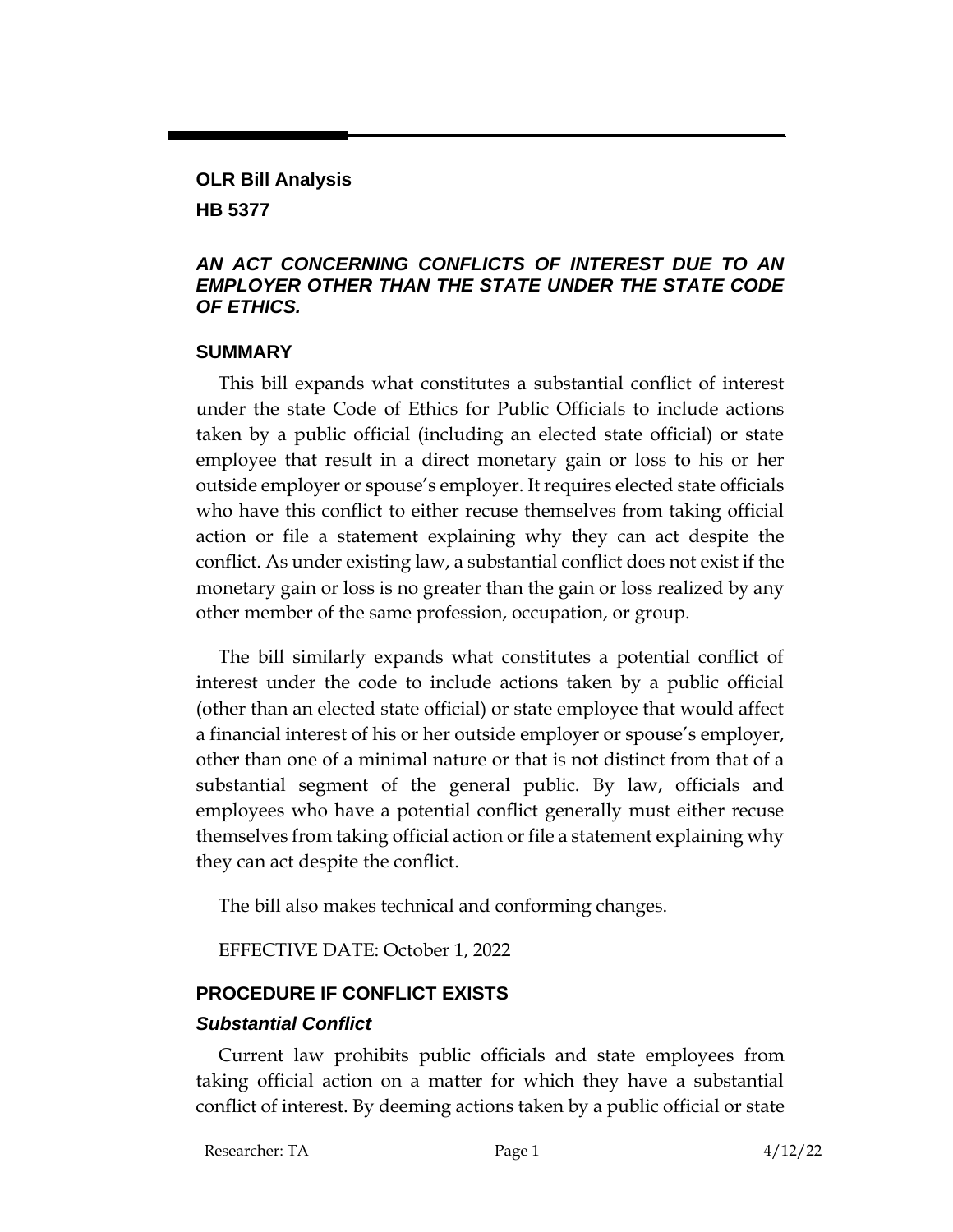**OLR Bill Analysis**

**HB 5377**

***AN ACT CONCERNING CONFLICTS OF INTEREST DUE TO AN EMPLOYER OTHER THAN THE STATE UNDER THE STATE CODE OF ETHICS.***

## SUMMARY

This bill expands what constitutes a substantial conflict of interest under the state Code of Ethics for Public Officials to include actions taken by a public official (including an elected state official) or state employee that result in a direct monetary gain or loss to his or her outside employer or spouse's employer. It requires elected state officials who have this conflict to either recuse themselves from taking official action or file a statement explaining why they can act despite the conflict. As under existing law, a substantial conflict does not exist if the monetary gain or loss is no greater than the gain or loss realized by any other member of the same profession, occupation, or group.

The bill similarly expands what constitutes a potential conflict of interest under the code to include actions taken by a public official (other than an elected state official) or state employee that would affect a financial interest of his or her outside employer or spouse's employer, other than one of a minimal nature or that is not distinct from that of a substantial segment of the general public. By law, officials and employees who have a potential conflict generally must either recuse themselves from taking official action or file a statement explaining why they can act despite the conflict.

The bill also makes technical and conforming changes.

EFFECTIVE DATE: October 1, 2022

## PROCEDURE IF CONFLICT EXISTS

### *Substantial Conflict*

Current law prohibits public officials and state employees from taking official action on a matter for which they have a substantial conflict of interest. By deeming actions taken by a public official or state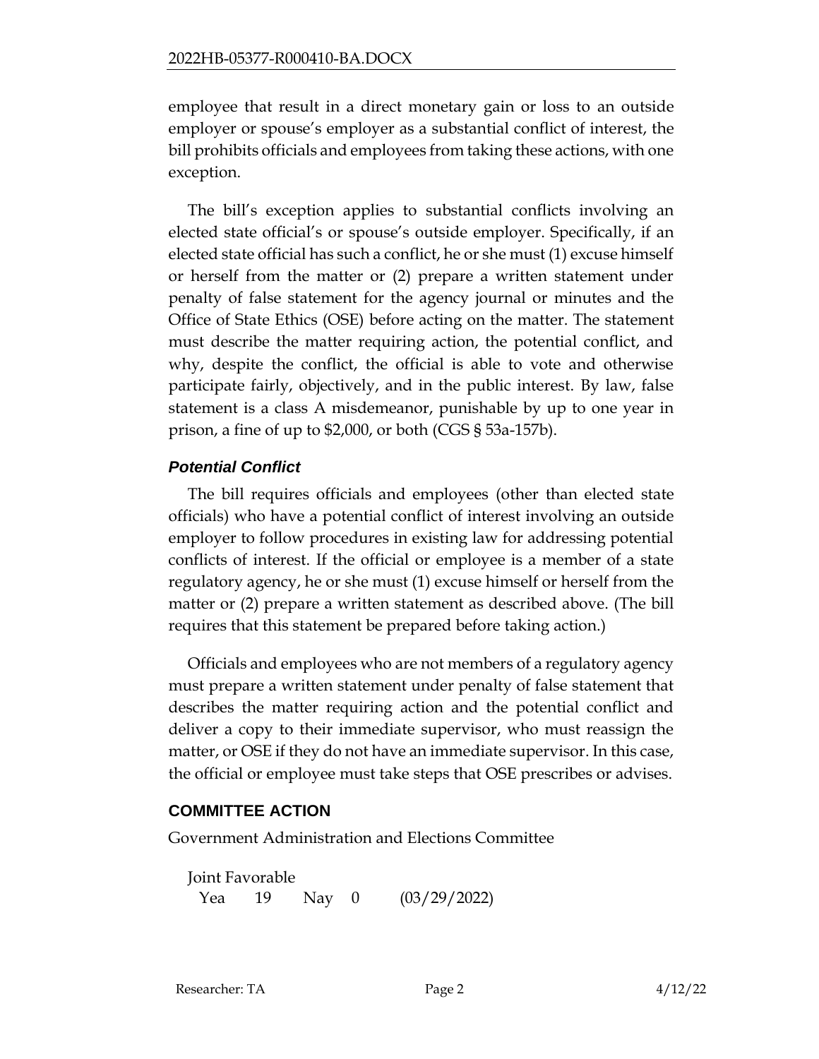employee that result in a direct monetary gain or loss to an outside employer or spouse's employer as a substantial conflict of interest, the bill prohibits officials and employees from taking these actions, with one exception.

The bill's exception applies to substantial conflicts involving an elected state official's or spouse's outside employer. Specifically, if an elected state official has such a conflict, he or she must (1) excuse himself or herself from the matter or (2) prepare a written statement under penalty of false statement for the agency journal or minutes and the Office of State Ethics (OSE) before acting on the matter. The statement must describe the matter requiring action, the potential conflict, and why, despite the conflict, the official is able to vote and otherwise participate fairly, objectively, and in the public interest. By law, false statement is a class A misdemeanor, punishable by up to one year in prison, a fine of up to $2,000, or both (CGS § 53a-157b).

### *Potential Conflict*

The bill requires officials and employees (other than elected state officials) who have a potential conflict of interest involving an outside employer to follow procedures in existing law for addressing potential conflicts of interest. If the official or employee is a member of a state regulatory agency, he or she must (1) excuse himself or herself from the matter or (2) prepare a written statement as described above. (The bill requires that this statement be prepared before taking action.)

Officials and employees who are not members of a regulatory agency must prepare a written statement under penalty of false statement that describes the matter requiring action and the potential conflict and deliver a copy to their immediate supervisor, who must reassign the matter, or OSE if they do not have an immediate supervisor. In this case, the official or employee must take steps that OSE prescribes or advises.

## COMMITTEE ACTION

Government Administration and Elections Committee

Joint Favorable
Yea 19 Nay 0 (03/29/2022)